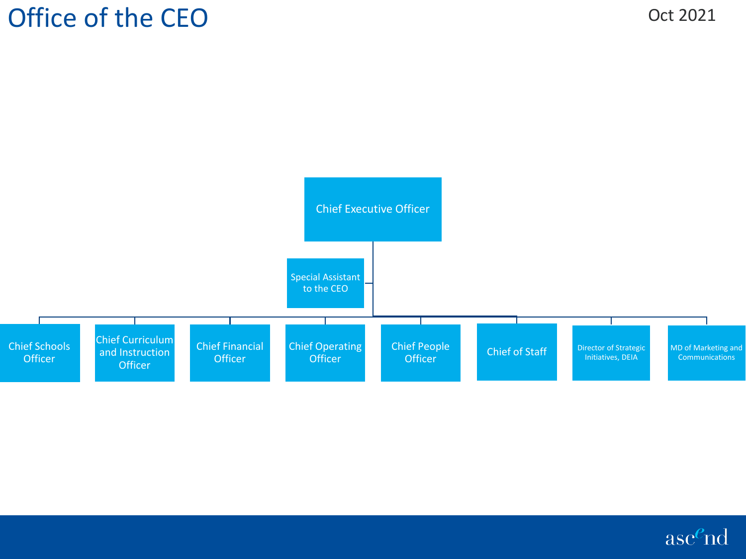# Office of the CEO

Oct 2021

- Chief Executive Officer
  - Special Assistant to the CEO
  - Chief Schools Officer
  - Chief Curriculum and Instruction Officer
  - Chief Financial Officer
  - Chief Operating Officer
  - Chief People Officer
  - Chief of Staff
  - Director of Strategic Initiatives, DEIA
  - MD of Marketing and Communications

ascend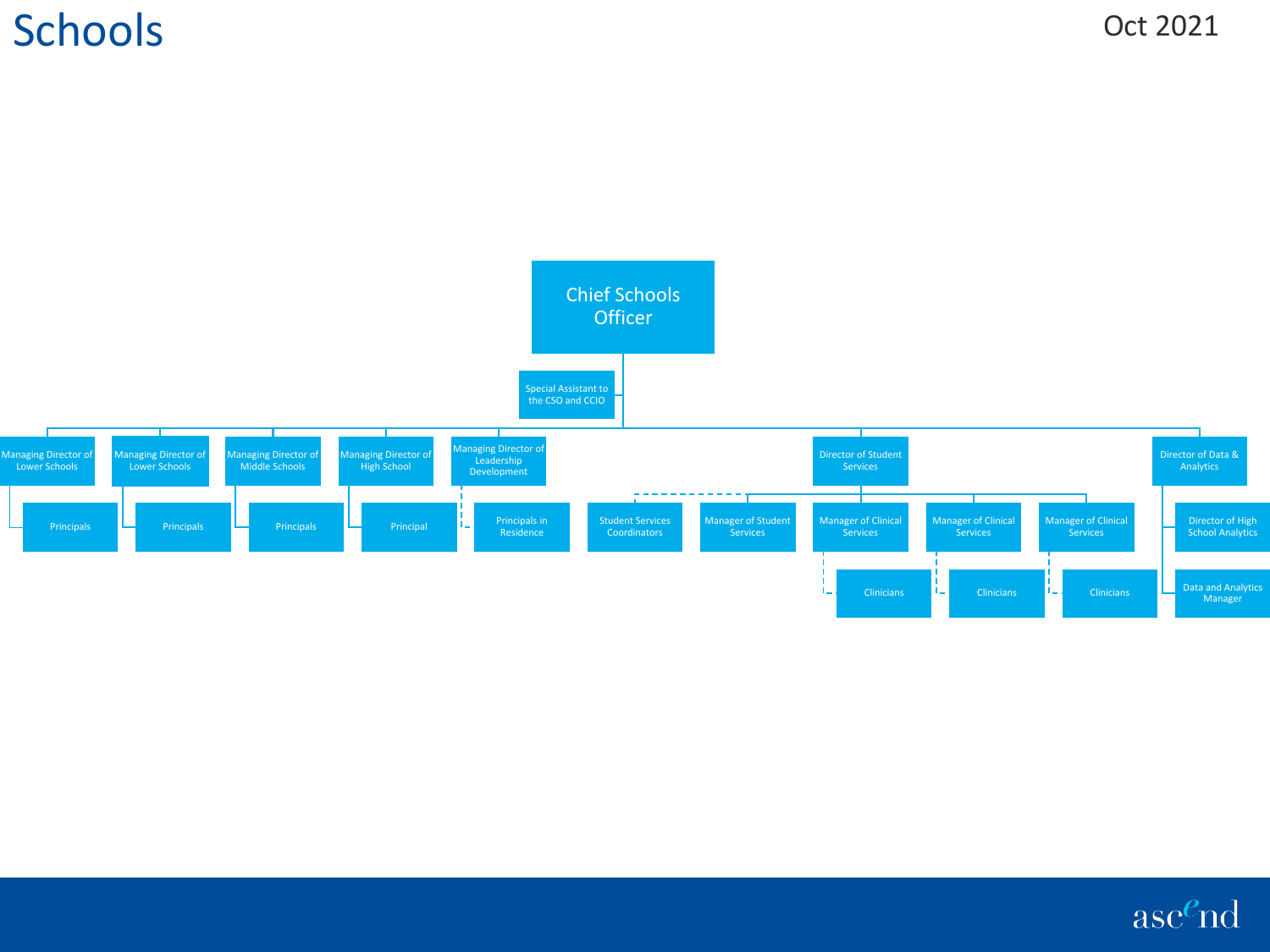# Schools

Oct 2021

- **Chief Schools Officer**
  - Special Assistant to the CSO and CCIO
  - Managing Director of Lower Schools
    - Principals
  - Managing Director of Lower Schools
    - Principals
  - Managing Director of Middle Schools
    - Principals
  - Managing Director of High School
    - Principal
  - Managing Director of Leadership Development
    - Principals in Residence (dotted line)
  - Director of Student Services
    - Student Services Coordinators (dotted line)
    - Manager of Student Services
    - Manager of Clinical Services
      - Clinicians (dotted line)
    - Manager of Clinical Services
      - Clinicians (dotted line)
    - Manager of Clinical Services
      - Clinicians (dotted line)
  - Director of Data & Analytics
    - Director of High School Analytics
    - Data and Analytics Manager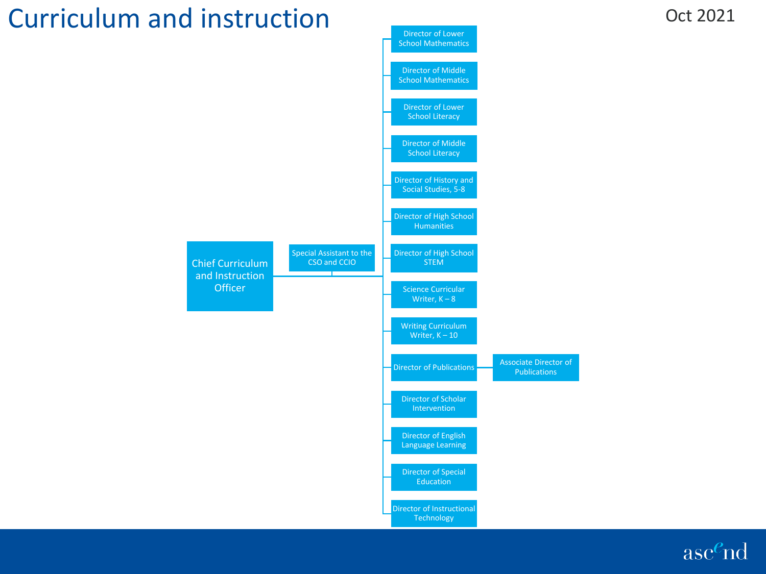# Curriculum and instruction

Oct 2021

- **Chief Curriculum and Instruction Officer**
  - Special Assistant to the CSO and CCIO
  - Director of Lower School Mathematics
  - Director of Middle School Mathematics
  - Director of Lower School Literacy
  - Director of Middle School Literacy
  - Director of History and Social Studies, 5-8
  - Director of High School Humanities
  - Director of High School STEM
  - Science Curricular Writer, K – 8
  - Writing Curriculum Writer, K – 10
  - Director of Publications
    - Associate Director of Publications
  - Director of Scholar Intervention
  - Director of English Language Learning
  - Director of Special Education
  - Director of Instructional Technology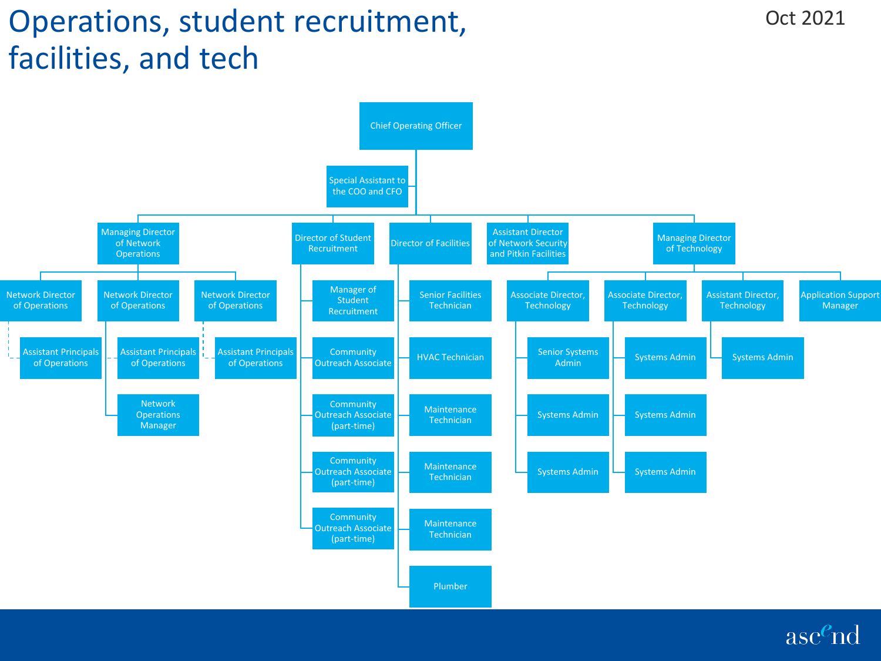# Operations, student recruitment, facilities, and tech

Oct 2021

- Chief Operating Officer
  - Special Assistant to the COO and CFO
  - Managing Director of Network Operations
    - Network Director of Operations
      - Assistant Principals of Operations (dotted line)
    - Network Director of Operations
      - Assistant Principals of Operations (dotted line)
      - Network Operations Manager
    - Network Director of Operations
      - Assistant Principals of Operations (dotted line)
  - Director of Student Recruitment
    - Manager of Student Recruitment
    - Community Outreach Associate
    - Community Outreach Associate (part-time)
    - Community Outreach Associate (part-time)
    - Community Outreach Associate (part-time)
  - Director of Facilities
    - Senior Facilities Technician
    - HVAC Technician
    - Maintenance Technician
    - Maintenance Technician
    - Maintenance Technician
    - Plumber
  - Assistant Director of Network Security and Pitkin Facilities
  - Managing Director of Technology
    - Associate Director, Technology
      - Senior Systems Admin
      - Systems Admin
      - Systems Admin
    - Associate Director, Technology
      - Systems Admin
      - Systems Admin
      - Systems Admin
    - Assistant Director, Technology
      - Systems Admin
    - Application Support Manager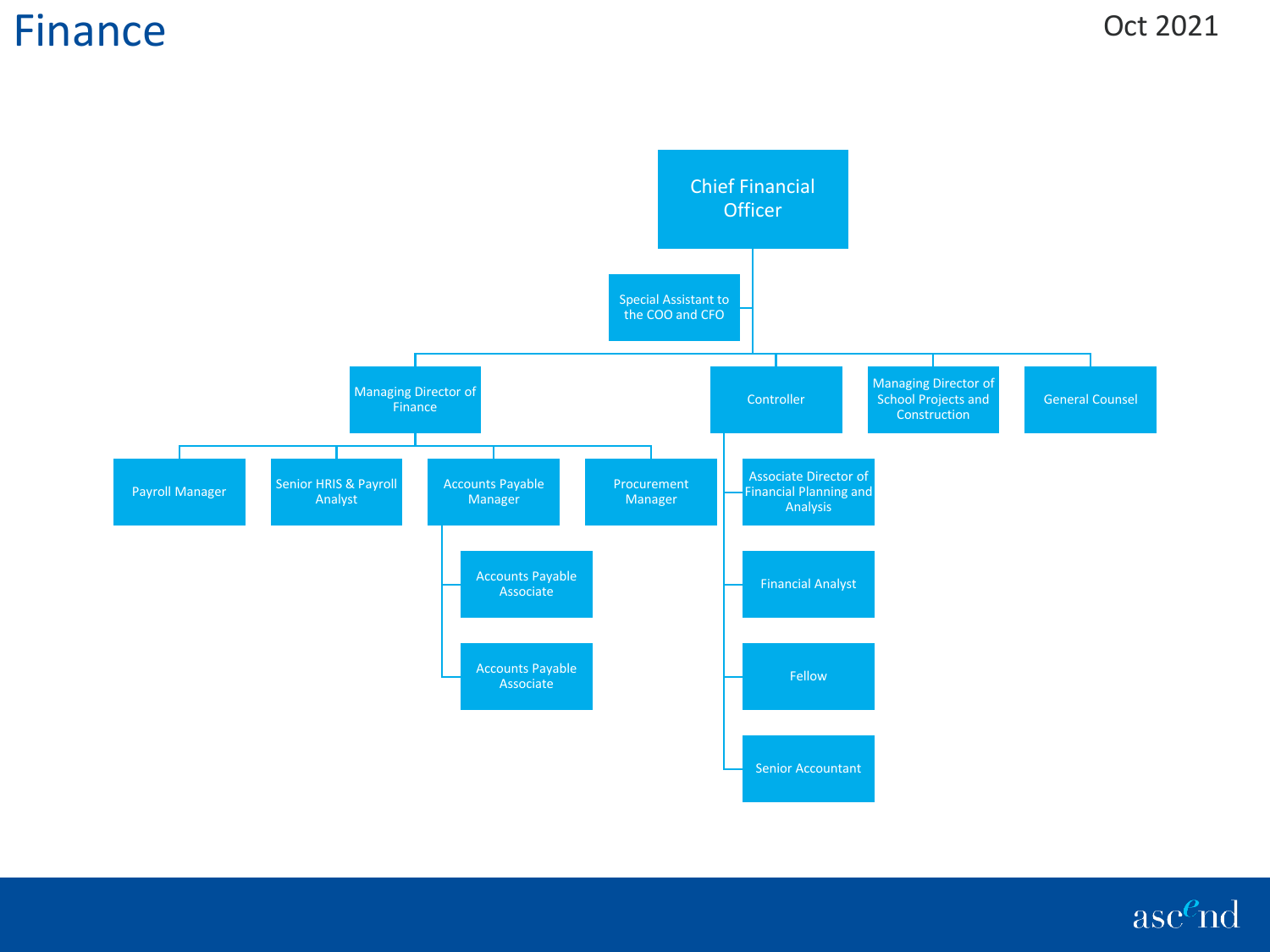# Finance

Oct 2021

- Chief Financial Officer
  - Special Assistant to the COO and CFO
  - Managing Director of Finance
    - Payroll Manager
    - Senior HRIS & Payroll Analyst
    - Accounts Payable Manager
      - Accounts Payable Associate
      - Accounts Payable Associate
    - Procurement Manager
  - Controller
    - Associate Director of Financial Planning and Analysis
    - Financial Analyst
    - Fellow
    - Senior Accountant
  - Managing Director of School Projects and Construction
  - General Counsel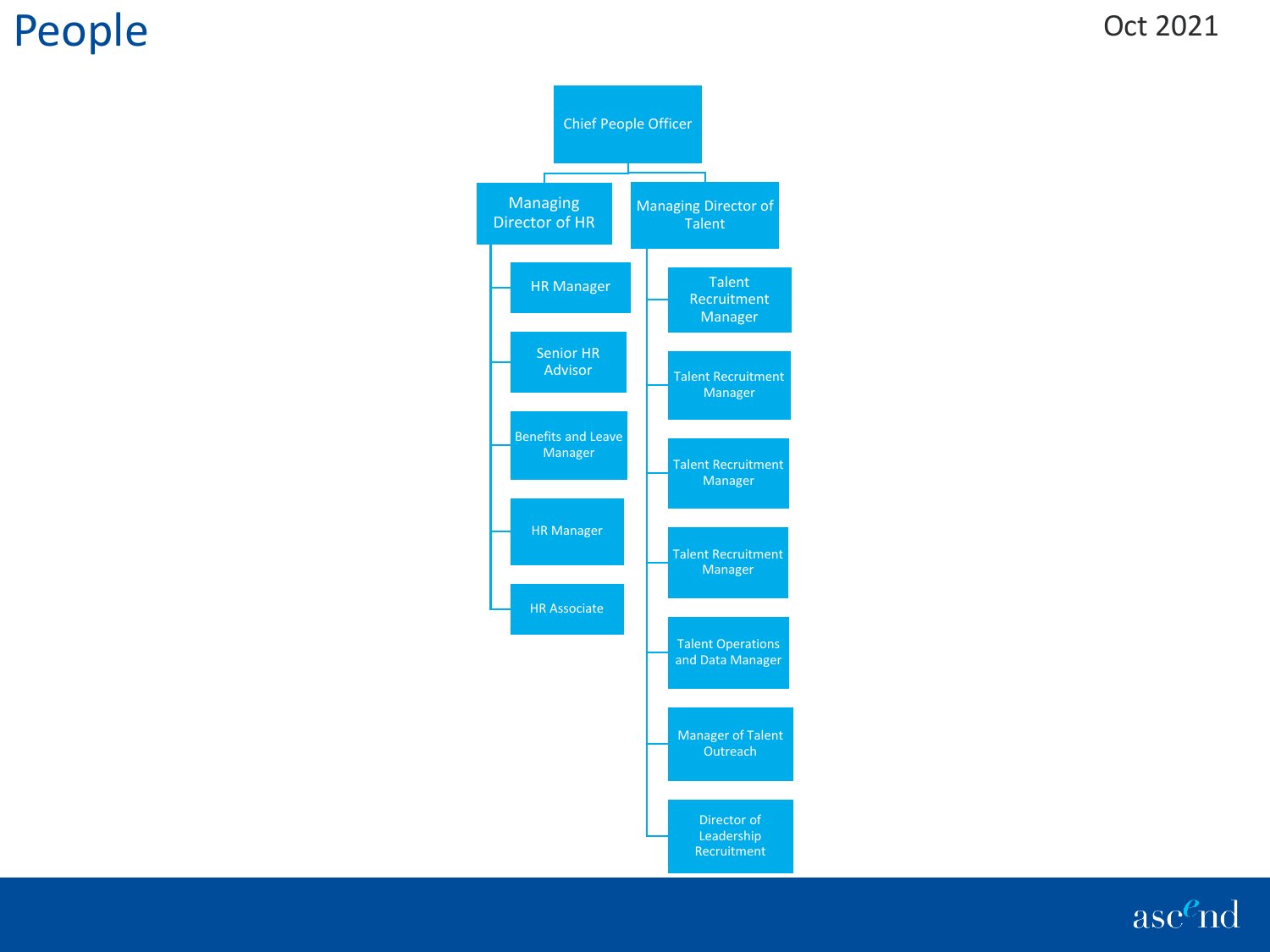# People

Oct 2021

- Chief People Officer
  - Managing Director of HR
    - HR Manager
    - Senior HR Advisor
    - Benefits and Leave Manager
    - HR Manager
    - HR Associate
  - Managing Director of Talent
    - Talent Recruitment Manager
    - Talent Recruitment Manager
    - Talent Recruitment Manager
    - Talent Recruitment Manager
    - Talent Operations and Data Manager
    - Manager of Talent Outreach
    - Director of Leadership Recruitment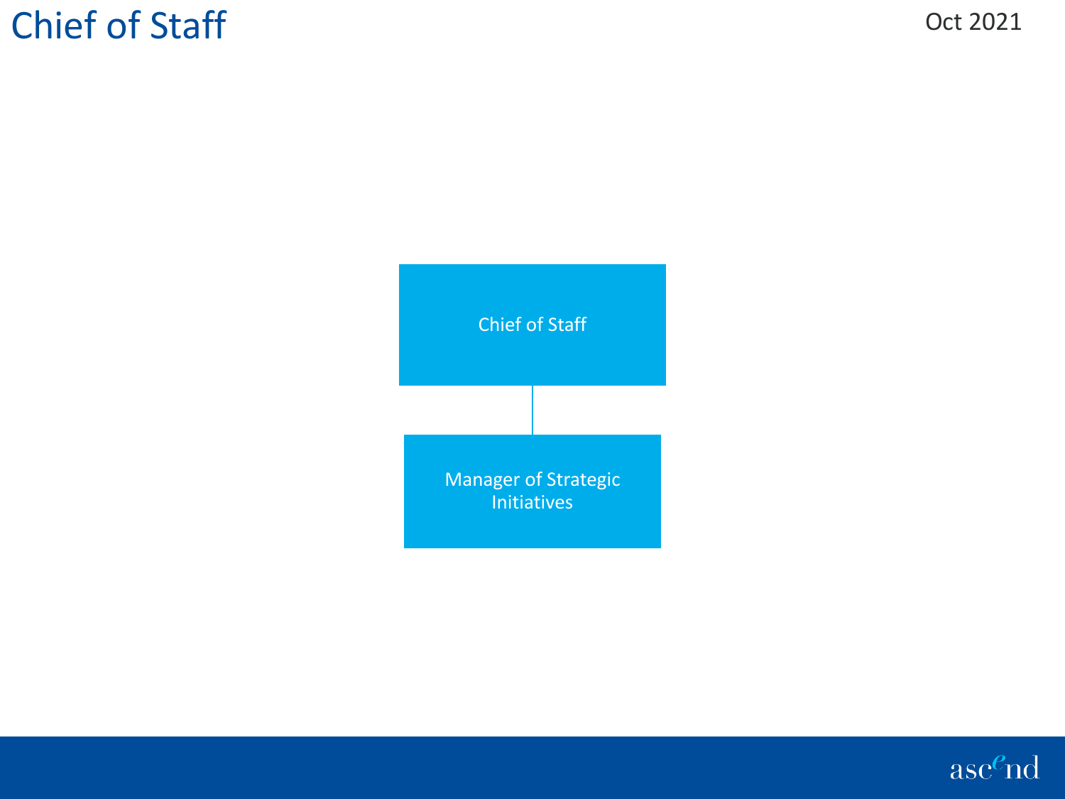# Chief of Staff

Oct 2021

- Chief of Staff
  - Manager of Strategic Initiatives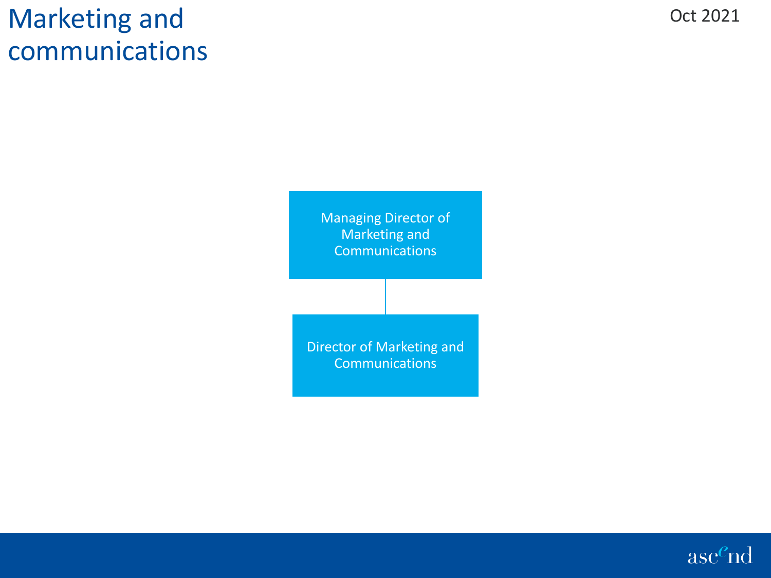# Marketing and communications

Oct 2021

Managing Director of Marketing and Communications

Director of Marketing and Communications